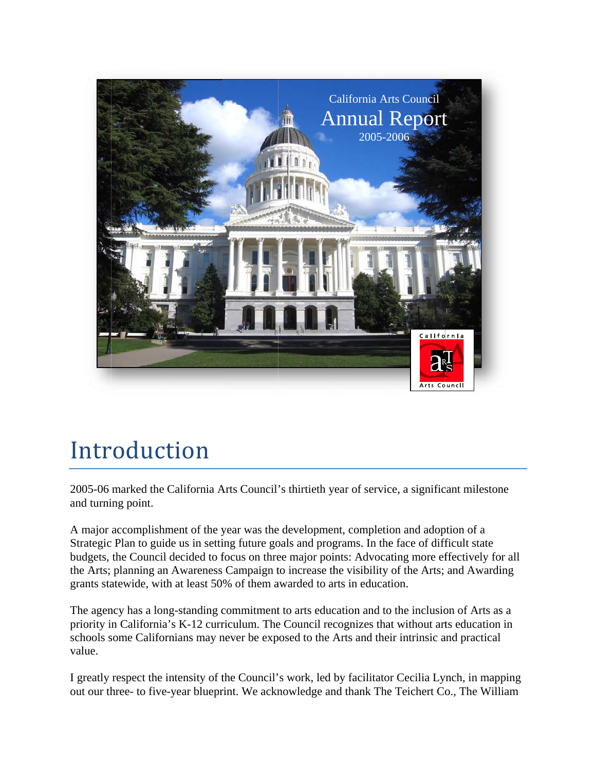California Arts Council

# Annual Report

2005-2006

# Introduction

2005-06 marked the California Arts Council's thirtieth year of service, a significant milestone and turning point.

A major accomplishment of the year was the development, completion and adoption of a Strategic Plan to guide us in setting future goals and programs. In the face of difficult state budgets, the Council decided to focus on three major points: Advocating more effectively for all the Arts; planning an Awareness Campaign to increase the visibility of the Arts; and Awarding grants statewide, with at least 50% of them awarded to arts in education.

The agency has a long-standing commitment to arts education and to the inclusion of Arts as a priority in California's K-12 curriculum. The Council recognizes that without arts education in schools some Californians may never be exposed to the Arts and their intrinsic and practical value.

I greatly respect the intensity of the Council's work, led by facilitator Cecilia Lynch, in mapping out our three- to five-year blueprint. We acknowledge and thank The Teichert Co., The William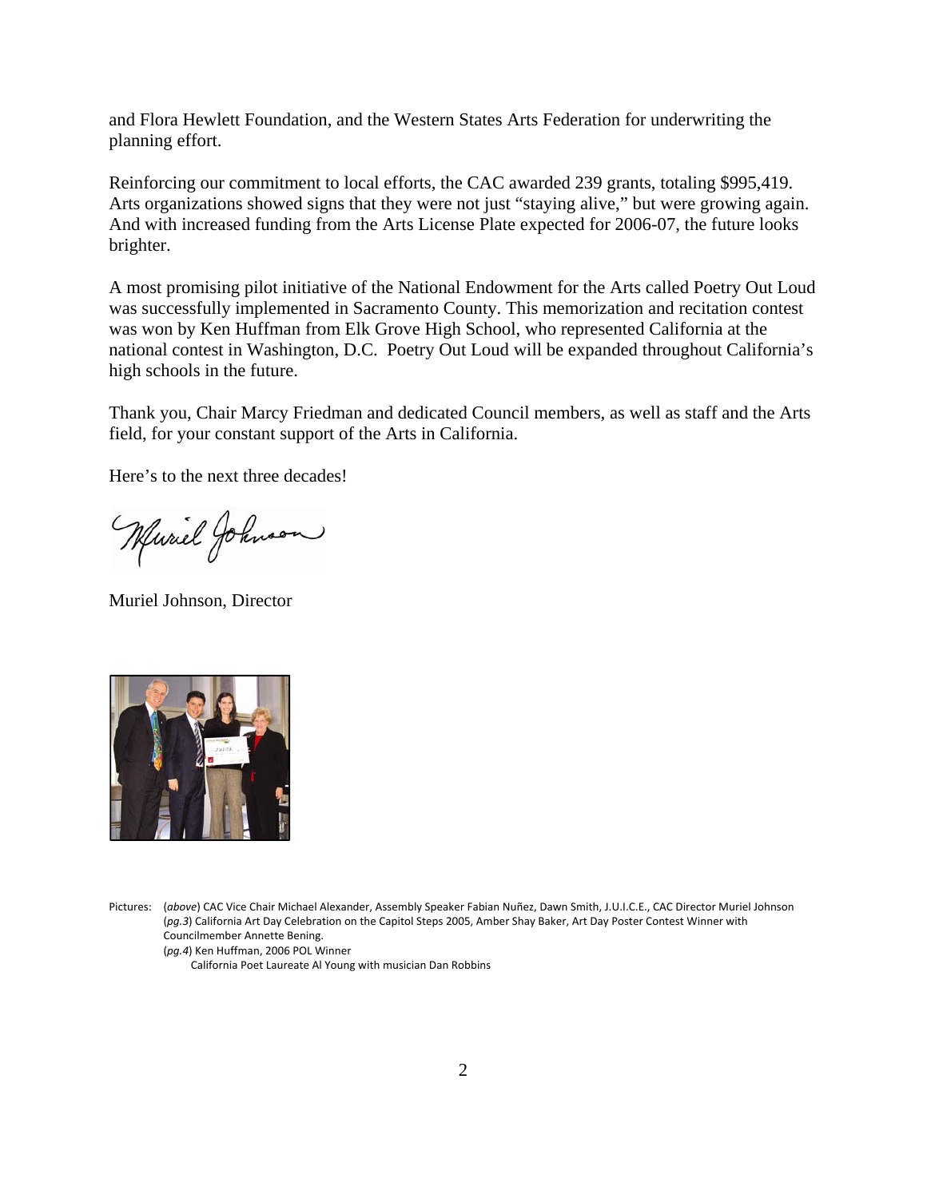and Flora Hewlett Foundation, and the Western States Arts Federation for underwriting the planning effort.

Reinforcing our commitment to local efforts, the CAC awarded 239 grants, totaling $995,419. Arts organizations showed signs that they were not just "staying alive," but were growing again. And with increased funding from the Arts License Plate expected for 2006-07, the future looks brighter.

A most promising pilot initiative of the National Endowment for the Arts called Poetry Out Loud was successfully implemented in Sacramento County. This memorization and recitation contest was won by Ken Huffman from Elk Grove High School, who represented California at the national contest in Washington, D.C. Poetry Out Loud will be expanded throughout California's high schools in the future.

Thank you, Chair Marcy Friedman and dedicated Council members, as well as staff and the Arts field, for your constant support of the Arts in California.

Here's to the next three decades!

Muriel Johnson, Director

Pictures: (*above*) CAC Vice Chair Michael Alexander, Assembly Speaker Fabian Nuñez, Dawn Smith, J.U.I.C.E., CAC Director Muriel Johnson
(*pg.3*) California Art Day Celebration on the Capitol Steps 2005, Amber Shay Baker, Art Day Poster Contest Winner with Councilmember Annette Bening.
(*pg.4*) Ken Huffman, 2006 POL Winner
California Poet Laureate Al Young with musician Dan Robbins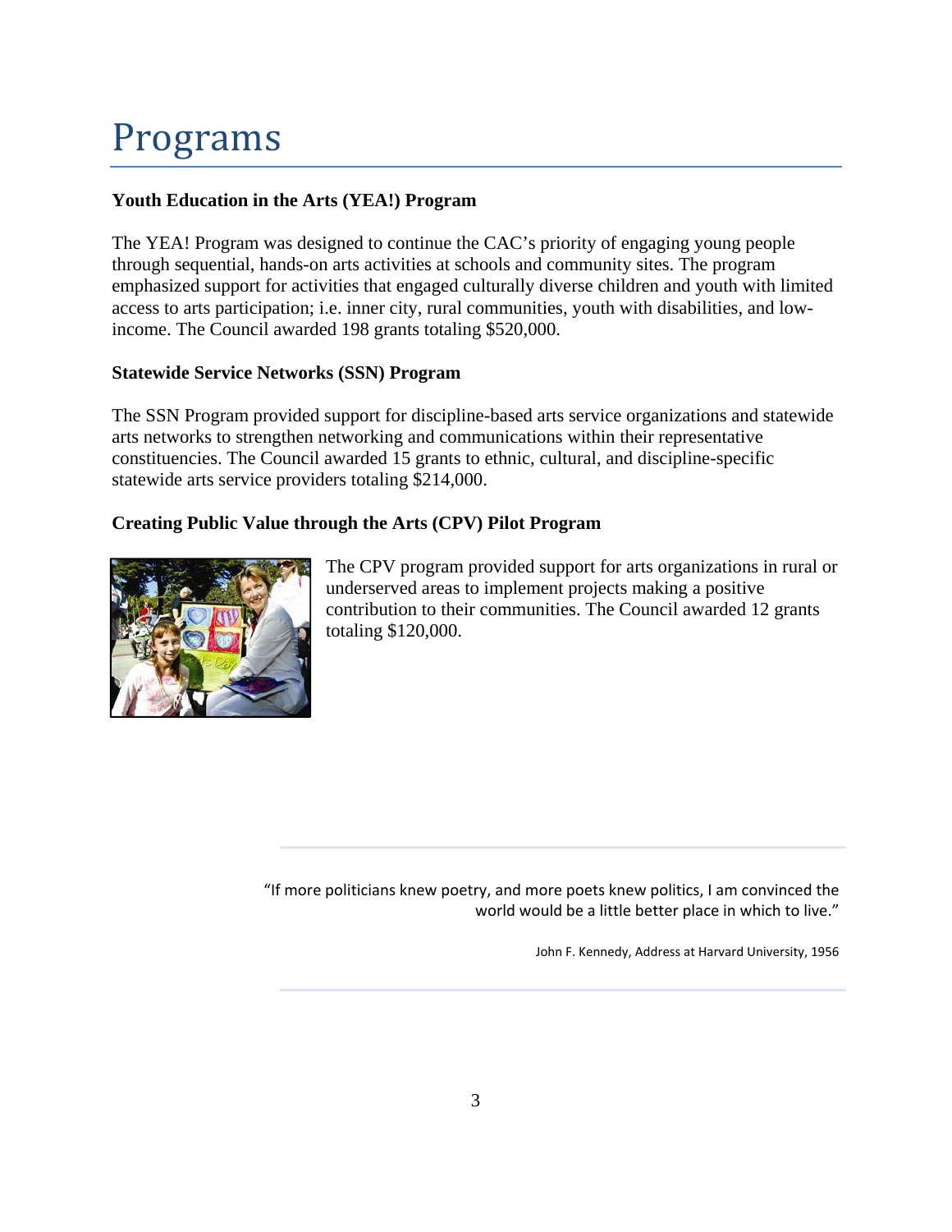# Programs

**Youth Education in the Arts (YEA!) Program**

The YEA! Program was designed to continue the CAC's priority of engaging young people through sequential, hands-on arts activities at schools and community sites. The program emphasized support for activities that engaged culturally diverse children and youth with limited access to arts participation; i.e. inner city, rural communities, youth with disabilities, and low-income. The Council awarded 198 grants totaling $520,000.

**Statewide Service Networks (SSN) Program**

The SSN Program provided support for discipline-based arts service organizations and statewide arts networks to strengthen networking and communications within their representative constituencies. The Council awarded 15 grants to ethnic, cultural, and discipline-specific statewide arts service providers totaling $214,000.

**Creating Public Value through the Arts (CPV) Pilot Program**

The CPV program provided support for arts organizations in rural or underserved areas to implement projects making a positive contribution to their communities. The Council awarded 12 grants totaling $120,000.

> "If more politicians knew poetry, and more poets knew politics, I am convinced the world would be a little better place in which to live."
>
> John F. Kennedy, Address at Harvard University, 1956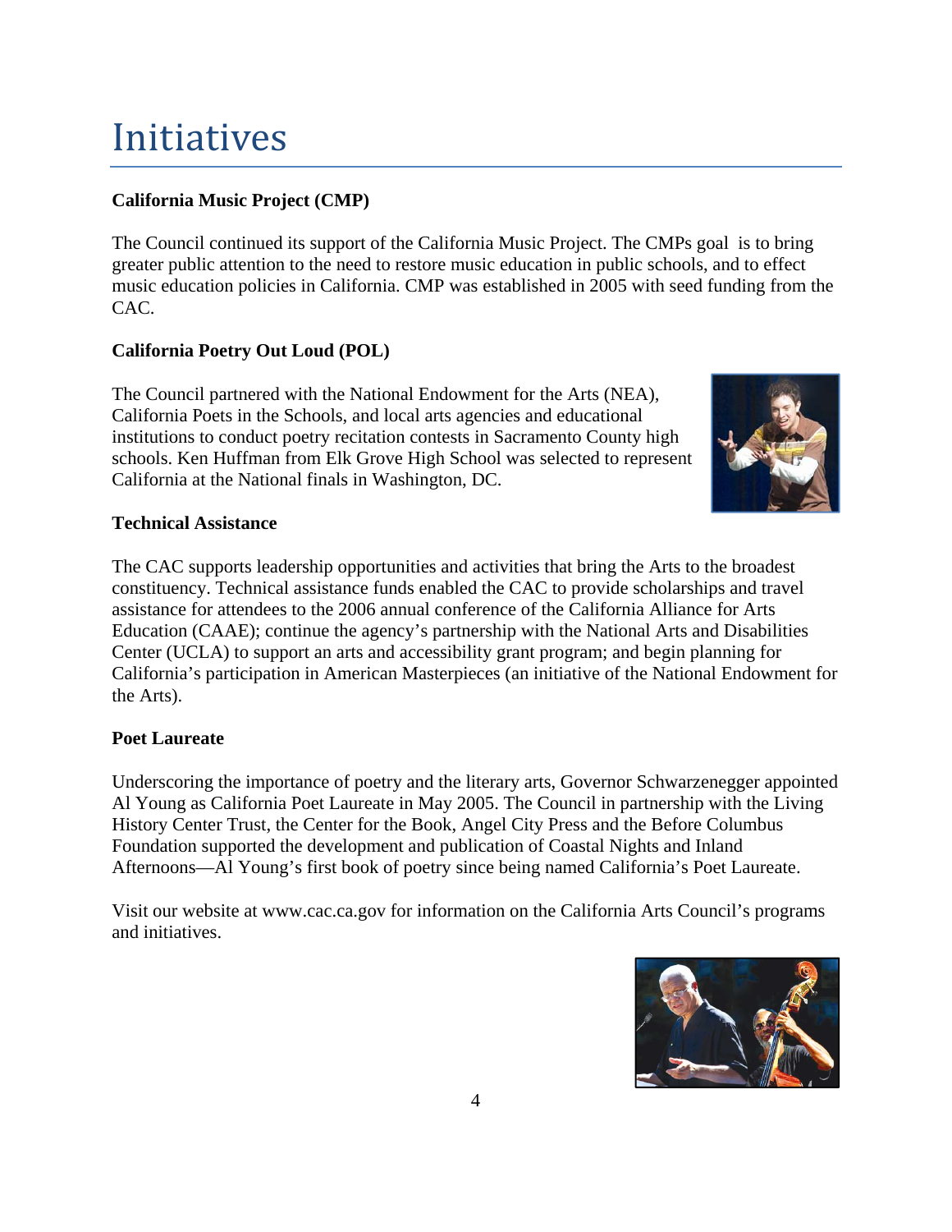# Initiatives

**California Music Project (CMP)**

The Council continued its support of the California Music Project. The CMPs goal is to bring greater public attention to the need to restore music education in public schools, and to effect music education policies in California. CMP was established in 2005 with seed funding from the CAC.

**California Poetry Out Loud (POL)**

The Council partnered with the National Endowment for the Arts (NEA), California Poets in the Schools, and local arts agencies and educational institutions to conduct poetry recitation contests in Sacramento County high schools. Ken Huffman from Elk Grove High School was selected to represent California at the National finals in Washington, DC.

**Technical Assistance**

The CAC supports leadership opportunities and activities that bring the Arts to the broadest constituency. Technical assistance funds enabled the CAC to provide scholarships and travel assistance for attendees to the 2006 annual conference of the California Alliance for Arts Education (CAAE); continue the agency's partnership with the National Arts and Disabilities Center (UCLA) to support an arts and accessibility grant program; and begin planning for California's participation in American Masterpieces (an initiative of the National Endowment for the Arts).

**Poet Laureate**

Underscoring the importance of poetry and the literary arts, Governor Schwarzenegger appointed Al Young as California Poet Laureate in May 2005. The Council in partnership with the Living History Center Trust, the Center for the Book, Angel City Press and the Before Columbus Foundation supported the development and publication of Coastal Nights and Inland Afternoons—Al Young's first book of poetry since being named California's Poet Laureate.

Visit our website at www.cac.ca.gov for information on the California Arts Council's programs and initiatives.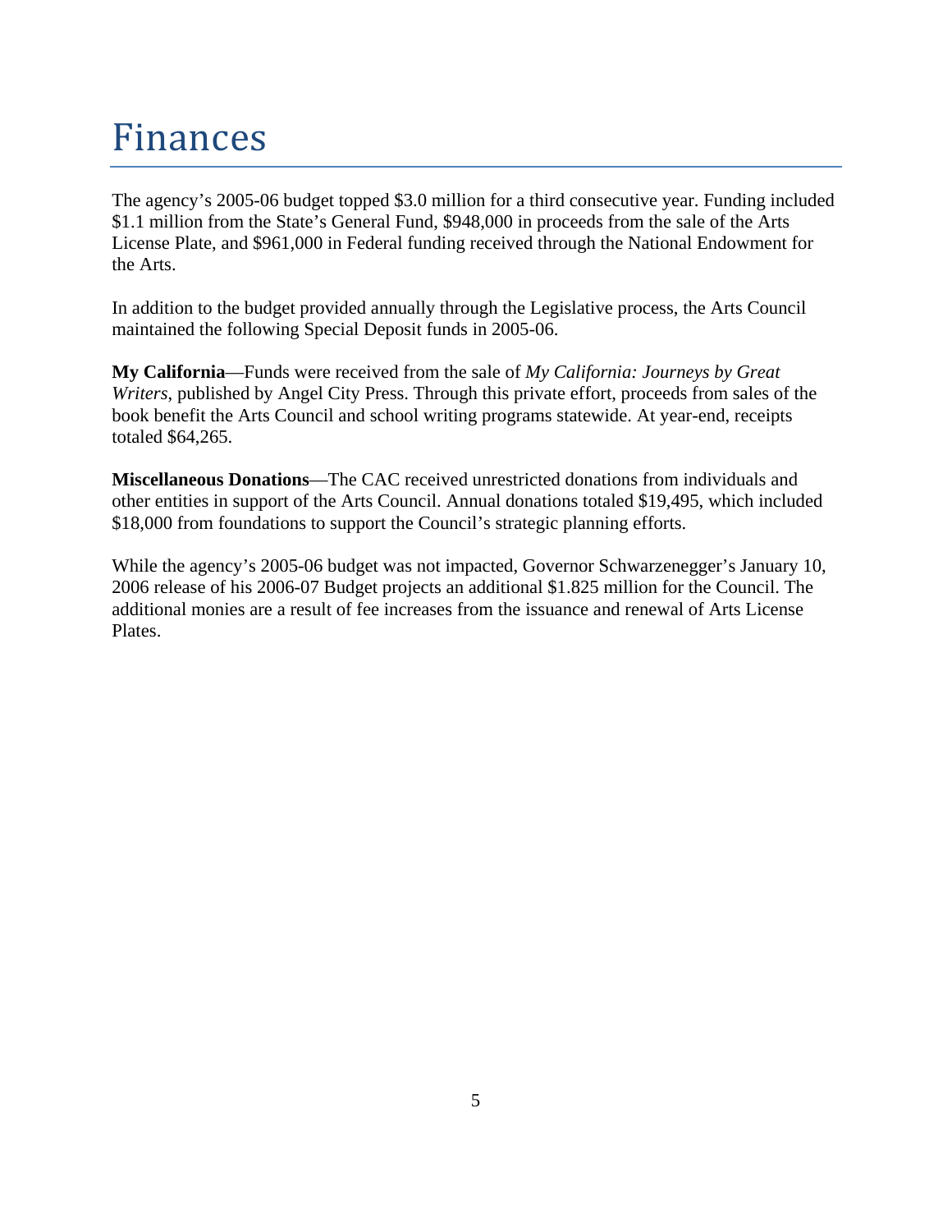# Finances

The agency's 2005-06 budget topped $3.0 million for a third consecutive year. Funding included $1.1 million from the State's General Fund, $948,000 in proceeds from the sale of the Arts License Plate, and $961,000 in Federal funding received through the National Endowment for the Arts.

In addition to the budget provided annually through the Legislative process, the Arts Council maintained the following Special Deposit funds in 2005-06.

**My California**—Funds were received from the sale of *My California: Journeys by Great Writers*, published by Angel City Press. Through this private effort, proceeds from sales of the book benefit the Arts Council and school writing programs statewide. At year-end, receipts totaled $64,265.

**Miscellaneous Donations**—The CAC received unrestricted donations from individuals and other entities in support of the Arts Council. Annual donations totaled $19,495, which included $18,000 from foundations to support the Council's strategic planning efforts.

While the agency's 2005-06 budget was not impacted, Governor Schwarzenegger's January 10, 2006 release of his 2006-07 Budget projects an additional $1.825 million for the Council. The additional monies are a result of fee increases from the issuance and renewal of Arts License Plates.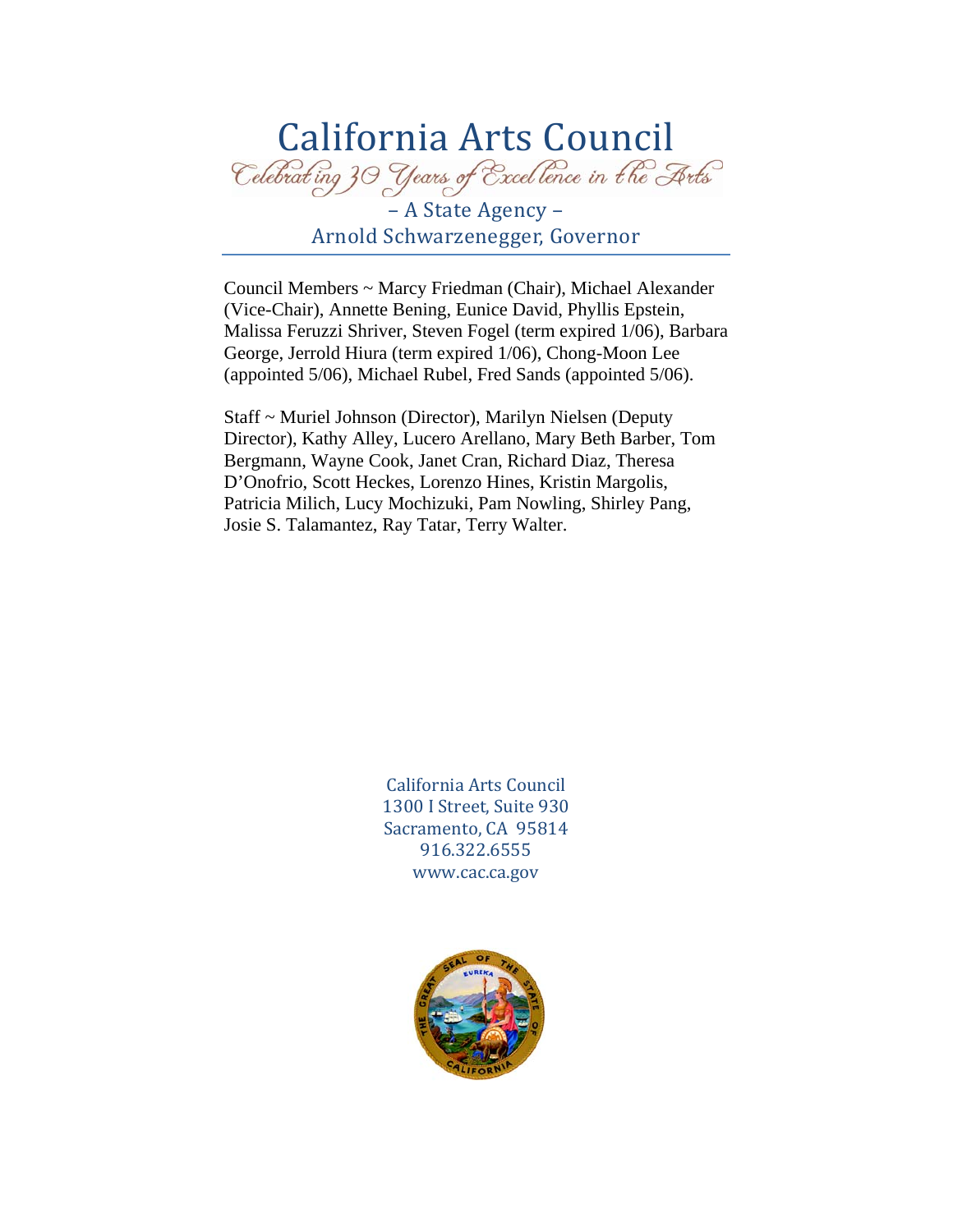# California Arts Council

*Celebrating 30 Years of Excellence in the Arts*

– A State Agency –

Arnold Schwarzenegger, Governor

Council Members ~ Marcy Friedman (Chair), Michael Alexander (Vice-Chair), Annette Bening, Eunice David, Phyllis Epstein, Malissa Feruzzi Shriver, Steven Fogel (term expired 1/06), Barbara George, Jerrold Hiura (term expired 1/06), Chong-Moon Lee (appointed 5/06), Michael Rubel, Fred Sands (appointed 5/06).

Staff ~ Muriel Johnson (Director), Marilyn Nielsen (Deputy Director), Kathy Alley, Lucero Arellano, Mary Beth Barber, Tom Bergmann, Wayne Cook, Janet Cran, Richard Diaz, Theresa D'Onofrio, Scott Heckes, Lorenzo Hines, Kristin Margolis, Patricia Milich, Lucy Mochizuki, Pam Nowling, Shirley Pang, Josie S. Talamantez, Ray Tatar, Terry Walter.

California Arts Council
1300 I Street, Suite 930
Sacramento, CA 95814
916.322.6555
www.cac.ca.gov